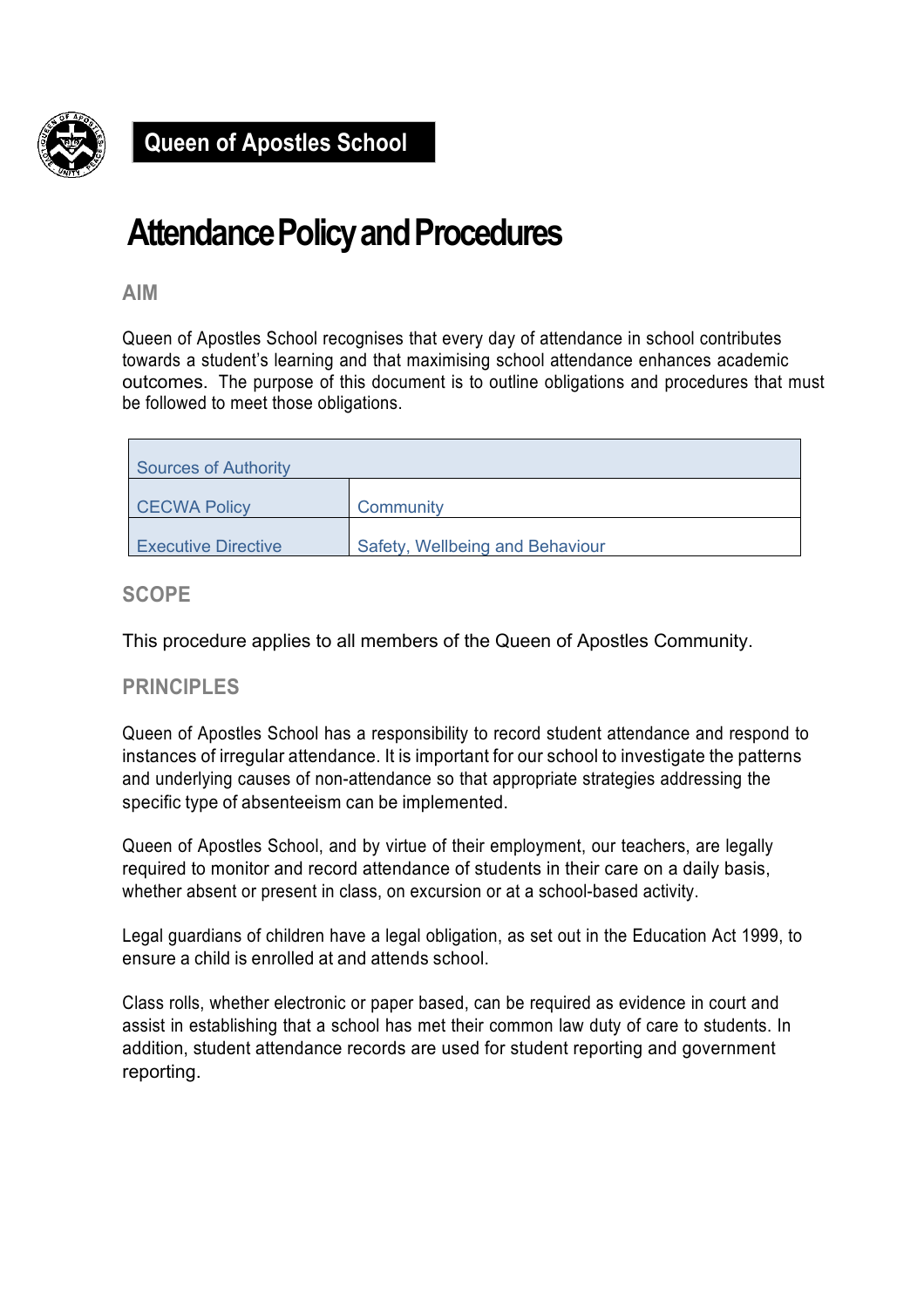**Queen of Apostles School**

# Attendance Policy and Procedures

## AIM

Queen of Apostles School recognises that every day of attendance in school contributes towards a student's learning and that maximising school attendance enhances academic outcomes. The purpose of this document is to outline obligations and procedures that must be followed to meet those obligations.

| Sources of Authority | |
| --- | --- |
| CECWA Policy | Community |
| Executive Directive | Safety, Wellbeing and Behaviour |

## SCOPE

This procedure applies to all members of the Queen of Apostles Community.

## PRINCIPLES

Queen of Apostles School has a responsibility to record student attendance and respond to instances of irregular attendance. It is important for our school to investigate the patterns and underlying causes of non-attendance so that appropriate strategies addressing the specific type of absenteeism can be implemented.

Queen of Apostles School, and by virtue of their employment, our teachers, are legally required to monitor and record attendance of students in their care on a daily basis, whether absent or present in class, on excursion or at a school-based activity.

Legal guardians of children have a legal obligation, as set out in the Education Act 1999, to ensure a child is enrolled at and attends school.

Class rolls, whether electronic or paper based, can be required as evidence in court and assist in establishing that a school has met their common law duty of care to students. In addition, student attendance records are used for student reporting and government reporting.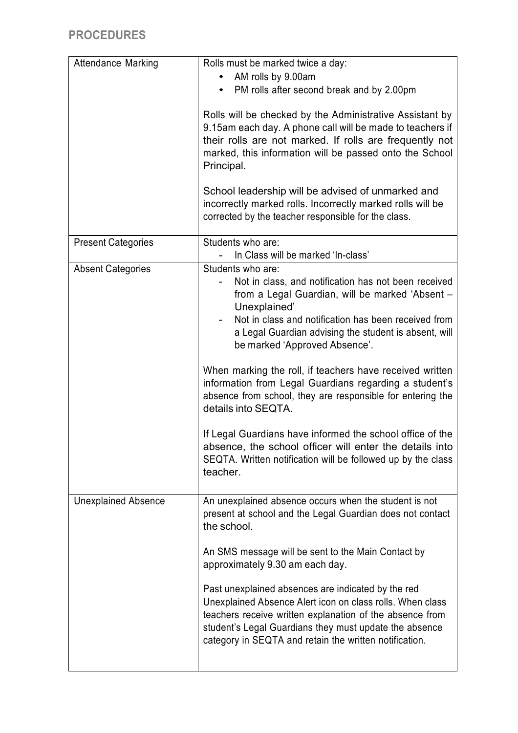## PROCEDURES

| | |
|---|---|
| Attendance Marking | Rolls must be marked twice a day:<br>• AM rolls by 9.00am<br>• PM rolls after second break and by 2.00pm<br><br>Rolls will be checked by the Administrative Assistant by 9.15am each day. A phone call will be made to teachers if their rolls are not marked. If rolls are frequently not marked, this information will be passed onto the School Principal.<br><br>School leadership will be advised of unmarked and incorrectly marked rolls. Incorrectly marked rolls will be corrected by the teacher responsible for the class. |
| Present Categories | Students who are:<br>- In Class will be marked 'In-class' |
| Absent Categories | Students who are:<br>- Not in class, and notification has not been received from a Legal Guardian, will be marked 'Absent – Unexplained'<br>- Not in class and notification has been received from a Legal Guardian advising the student is absent, will be marked 'Approved Absence'.<br><br>When marking the roll, if teachers have received written information from Legal Guardians regarding a student's absence from school, they are responsible for entering the details into SEQTA.<br><br>If Legal Guardians have informed the school office of the absence, the school officer will enter the details into SEQTA. Written notification will be followed up by the class teacher. |
| Unexplained Absence | An unexplained absence occurs when the student is not present at school and the Legal Guardian does not contact the school.<br><br>An SMS message will be sent to the Main Contact by approximately 9.30 am each day.<br><br>Past unexplained absences are indicated by the red Unexplained Absence Alert icon on class rolls. When class teachers receive written explanation of the absence from student's Legal Guardians they must update the absence category in SEQTA and retain the written notification. |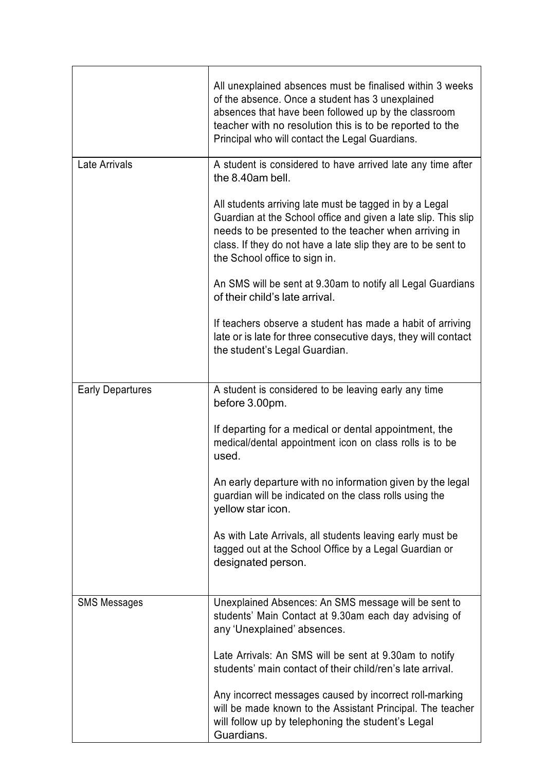|  |  |
| --- | --- |
|  | All unexplained absences must be finalised within 3 weeks of the absence. Once a student has 3 unexplained absences that have been followed up by the classroom teacher with no resolution this is to be reported to the Principal who will contact the Legal Guardians. |
| Late Arrivals | A student is considered to have arrived late any time after the 8.40am bell.<br><br>All students arriving late must be tagged in by a Legal Guardian at the School office and given a late slip. This slip needs to be presented to the teacher when arriving in class. If they do not have a late slip they are to be sent to the School office to sign in.<br><br>An SMS will be sent at 9.30am to notify all Legal Guardians of their child's late arrival.<br><br>If teachers observe a student has made a habit of arriving late or is late for three consecutive days, they will contact the student's Legal Guardian. |
| Early Departures | A student is considered to be leaving early any time before 3.00pm.<br><br>If departing for a medical or dental appointment, the medical/dental appointment icon on class rolls is to be used.<br><br>An early departure with no information given by the legal guardian will be indicated on the class rolls using the yellow star icon.<br><br>As with Late Arrivals, all students leaving early must be tagged out at the School Office by a Legal Guardian or designated person. |
| SMS Messages | Unexplained Absences: An SMS message will be sent to students' Main Contact at 9.30am each day advising of any 'Unexplained' absences.<br><br>Late Arrivals: An SMS will be sent at 9.30am to notify students' main contact of their child/ren's late arrival.<br><br>Any incorrect messages caused by incorrect roll-marking will be made known to the Assistant Principal. The teacher will follow up by telephoning the student's Legal Guardians. |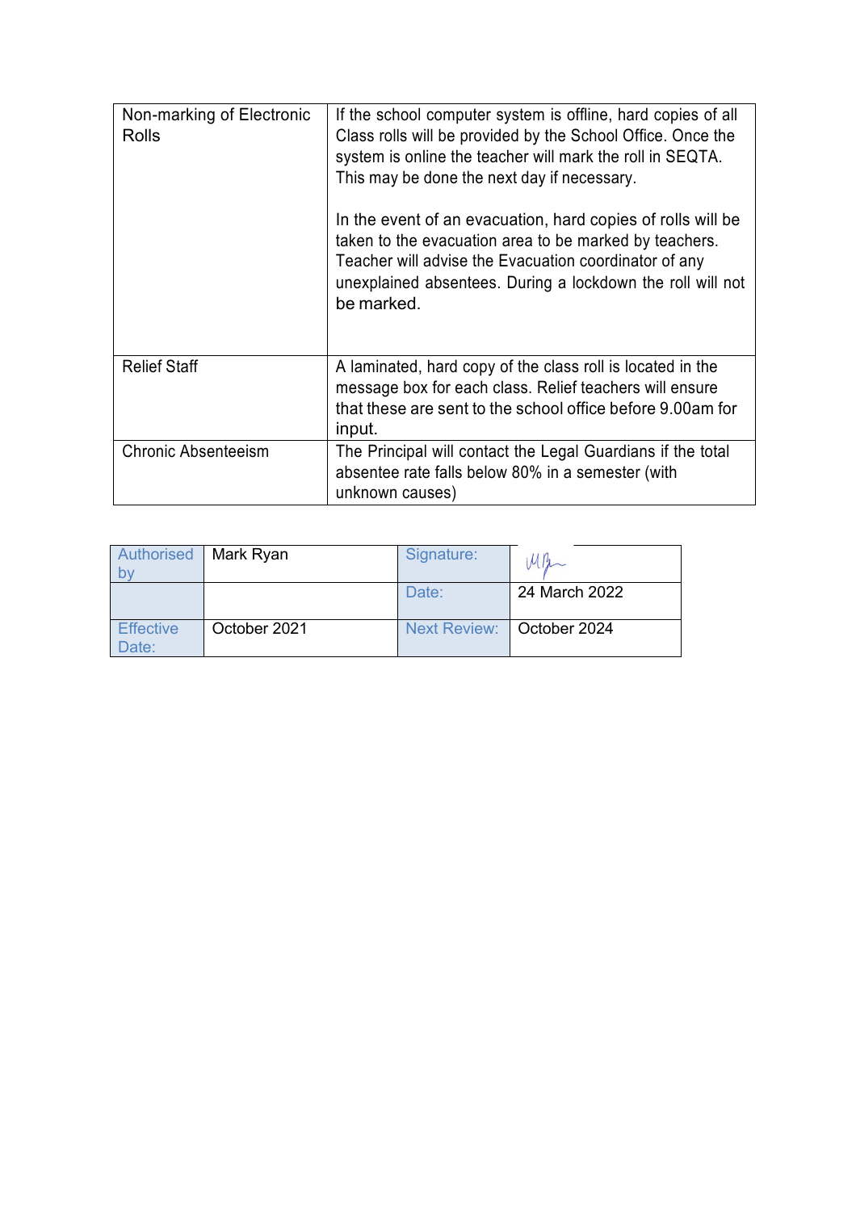| | |
|---|---|
| Non-marking of Electronic Rolls | If the school computer system is offline, hard copies of all Class rolls will be provided by the School Office. Once the system is online the teacher will mark the roll in SEQTA. This may be done the next day if necessary.<br><br>In the event of an evacuation, hard copies of rolls will be taken to the evacuation area to be marked by teachers. Teacher will advise the Evacuation coordinator of any unexplained absentees. During a lockdown the roll will not be marked. |
| Relief Staff | A laminated, hard copy of the class roll is located in the message box for each class. Relief teachers will ensure that these are sent to the school office before 9.00am for input. |
| Chronic Absenteeism | The Principal will contact the Legal Guardians if the total absentee rate falls below 80% in a semester (with unknown causes) |

| | | | |
|---|---|---|---|
| Authorised by | Mark Ryan | Signature: | |
| | | Date: | 24 March 2022 |
| Effective Date: | October 2021 | Next Review: | October 2024 |